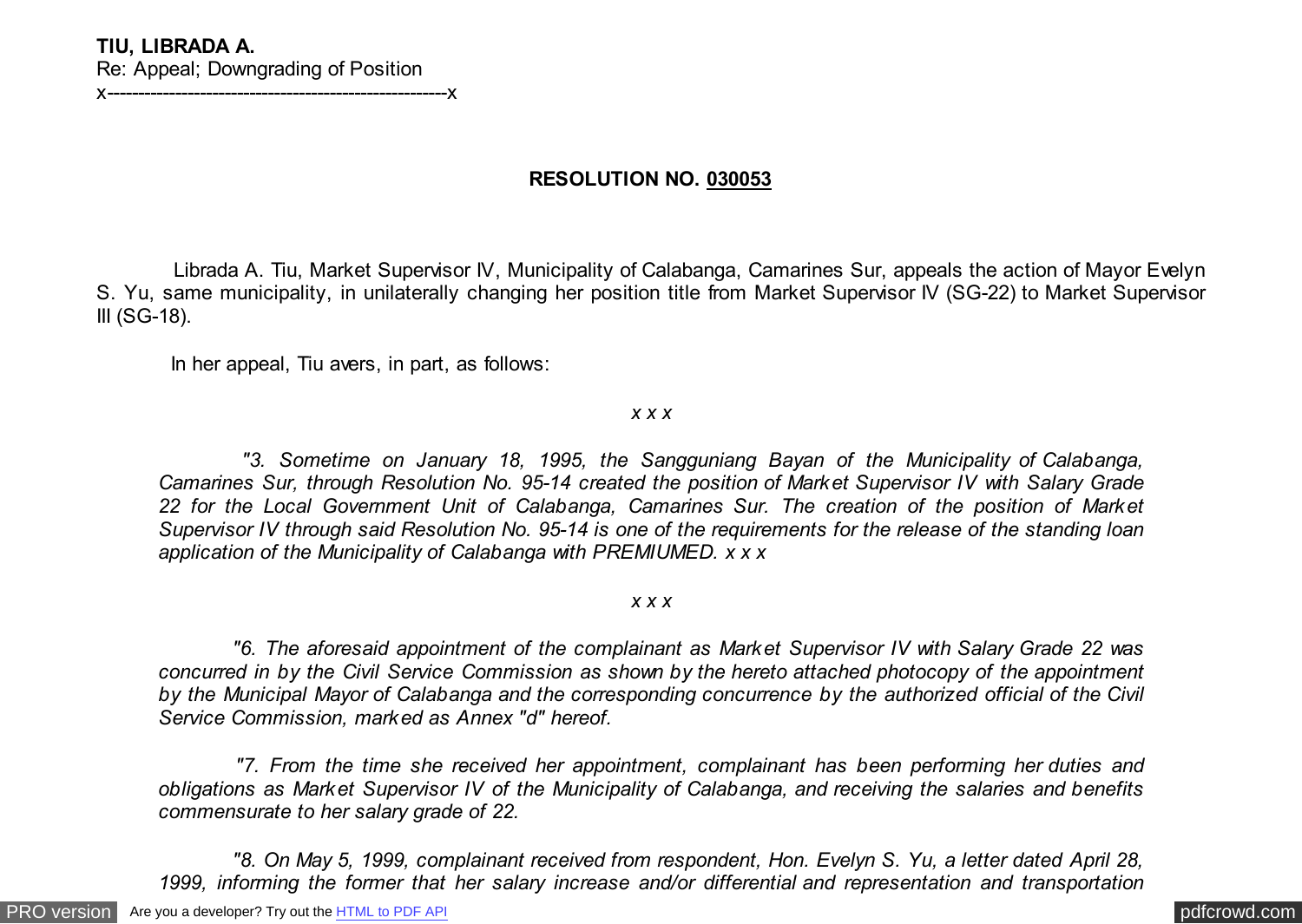**TIU, LIBRADA A.**
Re: Appeal; Downgrading of Position
x------------------------------------------------------x

**RESOLUTION NO. 030053**

Librada A. Tiu, Market Supervisor IV, Municipality of Calabanga, Camarines Sur, appeals the action of Mayor Evelyn S. Yu, same municipality, in unilaterally changing her position title from Market Supervisor IV (SG-22) to Market Supervisor III (SG-18).

In her appeal, Tiu avers, in part, as follows:

*x x x*

*"3. Sometime on January 18, 1995, the Sangguniang Bayan of the Municipality of Calabanga, Camarines Sur, through Resolution No. 95-14 created the position of Market Supervisor IV with Salary Grade 22 for the Local Government Unit of Calabanga, Camarines Sur. The creation of the position of Market Supervisor IV through said Resolution No. 95-14 is one of the requirements for the release of the standing loan application of the Municipality of Calabanga with PREMIUMED. x x x*

*x x x*

*"6. The aforesaid appointment of the complainant as Market Supervisor IV with Salary Grade 22 was concurred in by the Civil Service Commission as shown by the hereto attached photocopy of the appointment by the Municipal Mayor of Calabanga and the corresponding concurrence by the authorized official of the Civil Service Commission, marked as Annex "d" hereof.*

*"7. From the time she received her appointment, complainant has been performing her duties and obligations as Market Supervisor IV of the Municipality of Calabanga, and receiving the salaries and benefits commensurate to her salary grade of 22.*

*"8. On May 5, 1999, complainant received from respondent, Hon. Evelyn S. Yu, a letter dated April 28, 1999, informing the former that her salary increase and/or differential and representation and transportation*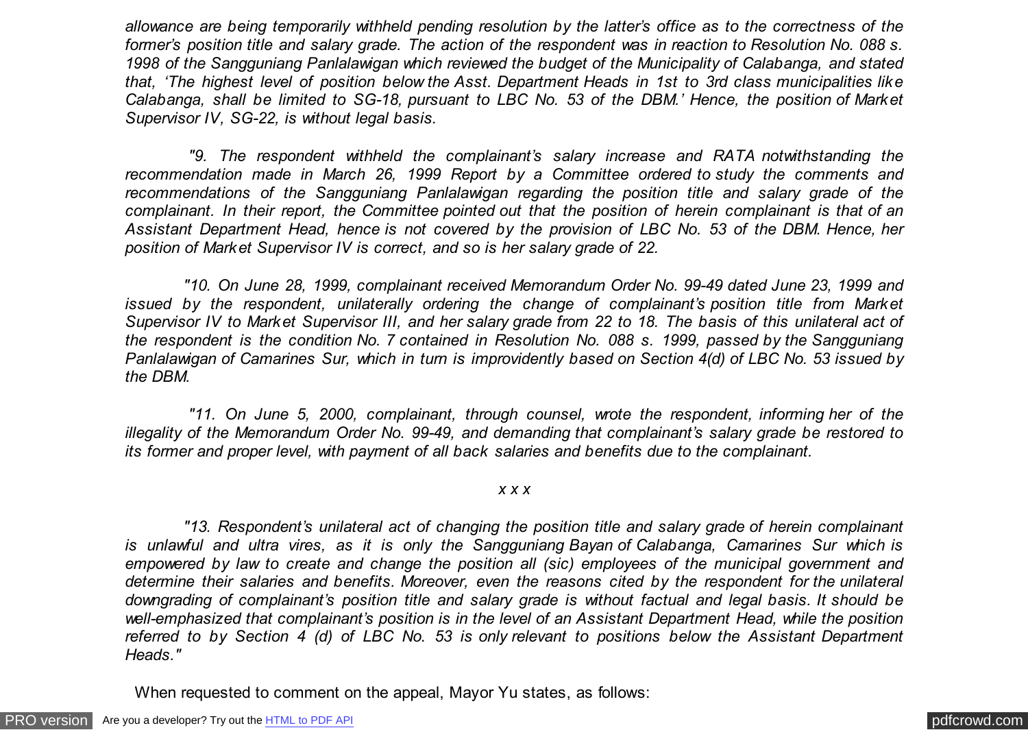*allowance are being temporarily withheld pending resolution by the latter's office as to the correctness of the former's position title and salary grade. The action of the respondent was in reaction to Resolution No. 088 s. 1998 of the Sangguniang Panlalawigan which reviewed the budget of the Municipality of Calabanga, and stated that, 'The highest level of position below the Asst. Department Heads in 1st to 3rd class municipalities like Calabanga, shall be limited to SG-18, pursuant to LBC No. 53 of the DBM.' Hence, the position of Market Supervisor IV, SG-22, is without legal basis.*

*"9. The respondent withheld the complainant's salary increase and RATA notwithstanding the recommendation made in March 26, 1999 Report by a Committee ordered to study the comments and recommendations of the Sangguniang Panlalawigan regarding the position title and salary grade of the complainant. In their report, the Committee pointed out that the position of herein complainant is that of an Assistant Department Head, hence is not covered by the provision of LBC No. 53 of the DBM. Hence, her position of Market Supervisor IV is correct, and so is her salary grade of 22.*

*"10. On June 28, 1999, complainant received Memorandum Order No. 99-49 dated June 23, 1999 and issued by the respondent, unilaterally ordering the change of complainant's position title from Market Supervisor IV to Market Supervisor III, and her salary grade from 22 to 18. The basis of this unilateral act of the respondent is the condition No. 7 contained in Resolution No. 088 s. 1999, passed by the Sangguniang Panlalawigan of Camarines Sur, which in turn is improvidently based on Section 4(d) of LBC No. 53 issued by the DBM.*

*"11. On June 5, 2000, complainant, through counsel, wrote the respondent, informing her of the illegality of the Memorandum Order No. 99-49, and demanding that complainant's salary grade be restored to its former and proper level, with payment of all back salaries and benefits due to the complainant.*

*x x x*

*"13. Respondent's unilateral act of changing the position title and salary grade of herein complainant is unlawful and ultra vires, as it is only the Sangguniang Bayan of Calabanga, Camarines Sur which is empowered by law to create and change the position all (sic) employees of the municipal government and determine their salaries and benefits. Moreover, even the reasons cited by the respondent for the unilateral downgrading of complainant's position title and salary grade is without factual and legal basis. It should be well-emphasized that complainant's position is in the level of an Assistant Department Head, while the position referred to by Section 4 (d) of LBC No. 53 is only relevant to positions below the Assistant Department Heads."*

When requested to comment on the appeal, Mayor Yu states, as follows: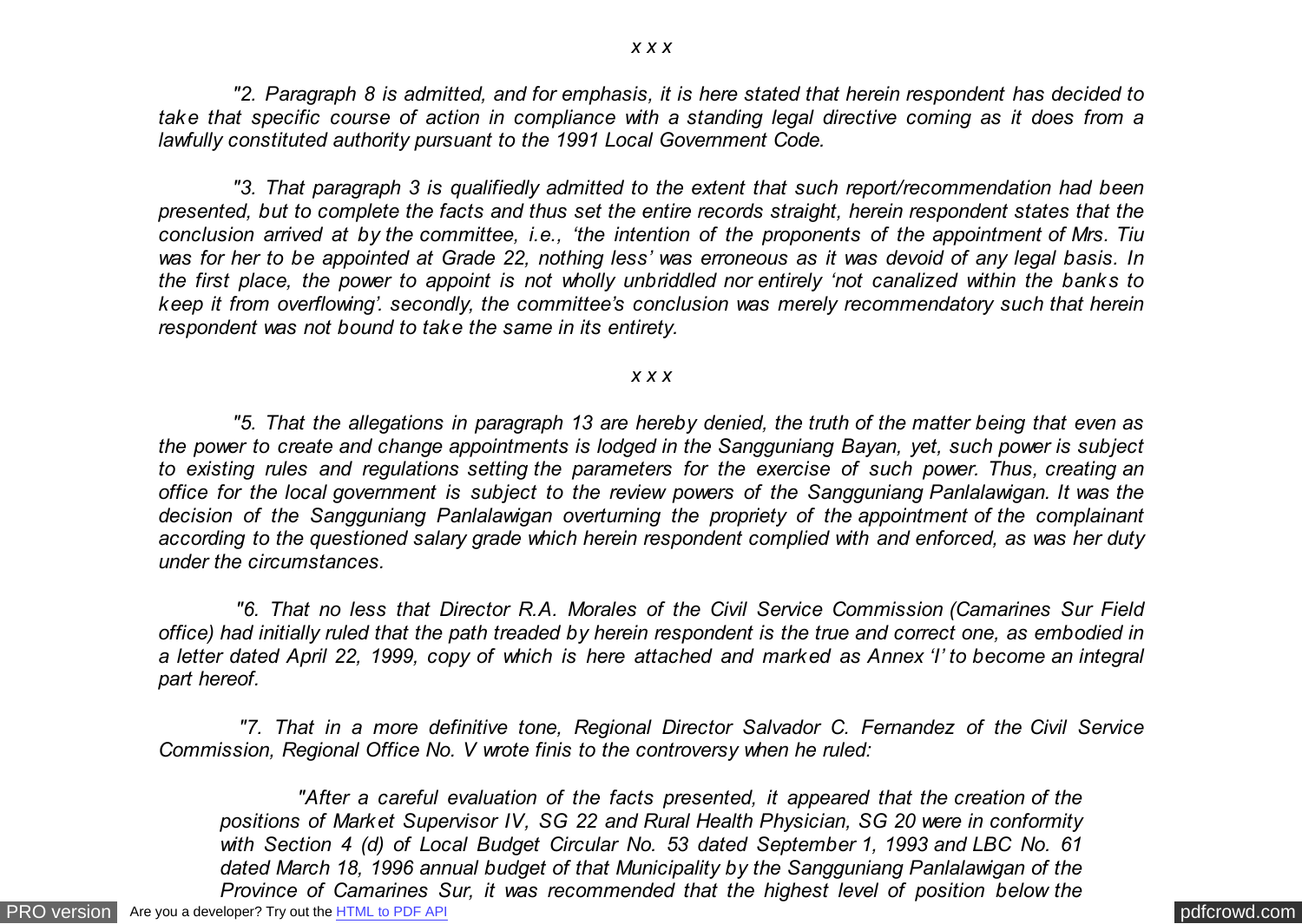*x x x*

*"2. Paragraph 8 is admitted, and for emphasis, it is here stated that herein respondent has decided to take that specific course of action in compliance with a standing legal directive coming as it does from a lawfully constituted authority pursuant to the 1991 Local Government Code.*

*"3. That paragraph 3 is qualifiedly admitted to the extent that such report/recommendation had been presented, but to complete the facts and thus set the entire records straight, herein respondent states that the conclusion arrived at by the committee, i.e., 'the intention of the proponents of the appointment of Mrs. Tiu was for her to be appointed at Grade 22, nothing less' was erroneous as it was devoid of any legal basis. In the first place, the power to appoint is not wholly unbridled nor entirely 'not canalized within the banks to keep it from overflowing'. secondly, the committee's conclusion was merely recommendatory such that herein respondent was not bound to take the same in its entirety.*

*x x x*

*"5. That the allegations in paragraph 13 are hereby denied, the truth of the matter being that even as the power to create and change appointments is lodged in the Sangguniang Bayan, yet, such power is subject to existing rules and regulations setting the parameters for the exercise of such power. Thus, creating an office for the local government is subject to the review powers of the Sangguniang Panlalawigan. It was the decision of the Sangguniang Panlalawigan overturning the propriety of the appointment of the complainant according to the questioned salary grade which herein respondent complied with and enforced, as was her duty under the circumstances.*

*"6. That no less that Director R.A. Morales of the Civil Service Commission (Camarines Sur Field office) had initially ruled that the path treaded by herein respondent is the true and correct one, as embodied in a letter dated April 22, 1999, copy of which is here attached and marked as Annex 'I' to become an integral part hereof.*

*"7. That in a more definitive tone, Regional Director Salvador C. Fernandez of the Civil Service Commission, Regional Office No. V wrote finis to the controversy when he ruled:*

> *"After a careful evaluation of the facts presented, it appeared that the creation of the positions of Market Supervisor IV, SG 22 and Rural Health Physician, SG 20 were in conformity with Section 4 (d) of Local Budget Circular No. 53 dated September 1, 1993 and LBC No. 61 dated March 18, 1996 annual budget of that Municipality by the Sangguniang Panlalawigan of the Province of Camarines Sur, it was recommended that the highest level of position below the*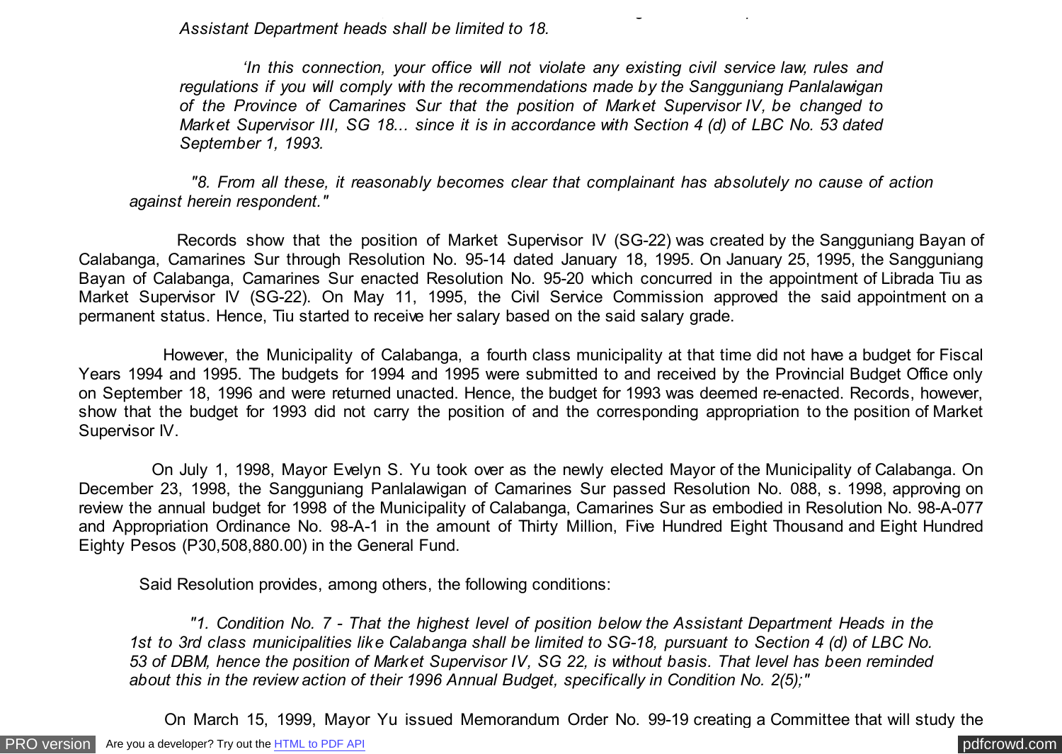*Assistant Department heads shall be limited to 18.*

*'In this connection, your office will not violate any existing civil service law, rules and regulations if you will comply with the recommendations made by the Sangguniang Panlalawigan of the Province of Camarines Sur that the position of Market Supervisor IV, be changed to Market Supervisor III, SG 18... since it is in accordance with Section 4 (d) of LBC No. 53 dated September 1, 1993.*

*"8. From all these, it reasonably becomes clear that complainant has absolutely no cause of action against herein respondent."*

Records show that the position of Market Supervisor IV (SG-22) was created by the Sangguniang Bayan of Calabanga, Camarines Sur through Resolution No. 95-14 dated January 18, 1995. On January 25, 1995, the Sangguniang Bayan of Calabanga, Camarines Sur enacted Resolution No. 95-20 which concurred in the appointment of Librada Tiu as Market Supervisor IV (SG-22). On May 11, 1995, the Civil Service Commission approved the said appointment on a permanent status. Hence, Tiu started to receive her salary based on the said salary grade.

However, the Municipality of Calabanga, a fourth class municipality at that time did not have a budget for Fiscal Years 1994 and 1995. The budgets for 1994 and 1995 were submitted to and received by the Provincial Budget Office only on September 18, 1996 and were returned unacted. Hence, the budget for 1993 was deemed re-enacted. Records, however, show that the budget for 1993 did not carry the position of and the corresponding appropriation to the position of Market Supervisor IV.

On July 1, 1998, Mayor Evelyn S. Yu took over as the newly elected Mayor of the Municipality of Calabanga. On December 23, 1998, the Sangguniang Panlalawigan of Camarines Sur passed Resolution No. 088, s. 1998, approving on review the annual budget for 1998 of the Municipality of Calabanga, Camarines Sur as embodied in Resolution No. 98-A-077 and Appropriation Ordinance No. 98-A-1 in the amount of Thirty Million, Five Hundred Eight Thousand and Eight Hundred Eighty Pesos (P30,508,880.00) in the General Fund.

Said Resolution provides, among others, the following conditions:

*"1. Condition No. 7 - That the highest level of position below the Assistant Department Heads in the 1st to 3rd class municipalities like Calabanga shall be limited to SG-18, pursuant to Section 4 (d) of LBC No. 53 of DBM, hence the position of Market Supervisor IV, SG 22, is without basis. That level has been reminded about this in the review action of their 1996 Annual Budget, specifically in Condition No. 2(5);"*

On March 15, 1999, Mayor Yu issued Memorandum Order No. 99-19 creating a Committee that will study the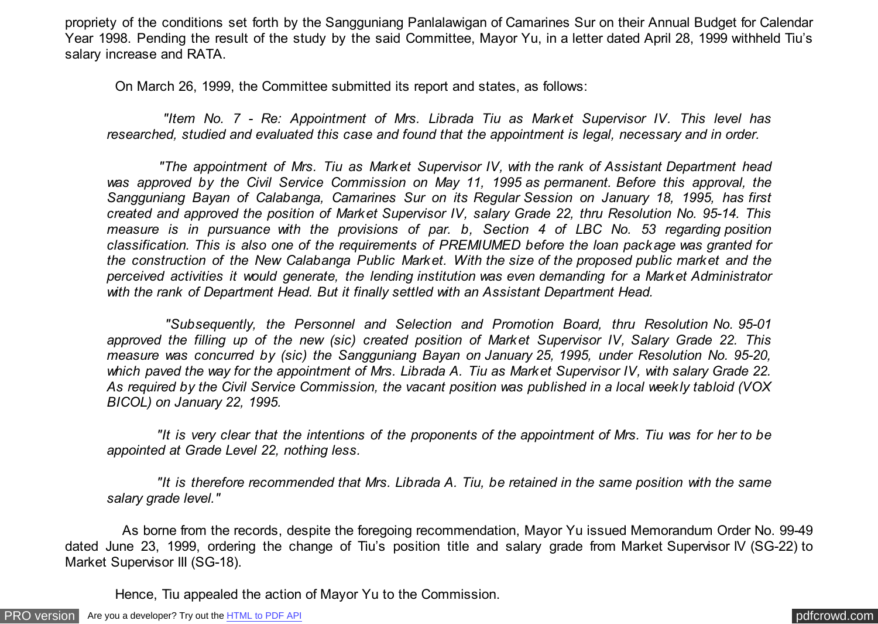propriety of the conditions set forth by the Sangguniang Panlalawigan of Camarines Sur on their Annual Budget for Calendar Year 1998. Pending the result of the study by the said Committee, Mayor Yu, in a letter dated April 28, 1999 withheld Tiu's salary increase and RATA.

On March 26, 1999, the Committee submitted its report and states, as follows:

> *"Item No. 7 - Re: Appointment of Mrs. Librada Tiu as Market Supervisor IV. This level has researched, studied and evaluated this case and found that the appointment is legal, necessary and in order.*
>
> *"The appointment of Mrs. Tiu as Market Supervisor IV, with the rank of Assistant Department head was approved by the Civil Service Commission on May 11, 1995 as permanent. Before this approval, the Sangguniang Bayan of Calabanga, Camarines Sur on its Regular Session on January 18, 1995, has first created and approved the position of Market Supervisor IV, salary Grade 22, thru Resolution No. 95-14. This measure is in pursuance with the provisions of par. b, Section 4 of LBC No. 53 regarding position classification. This is also one of the requirements of PREMIUMED before the loan package was granted for the construction of the New Calabanga Public Market. With the size of the proposed public market and the perceived activities it would generate, the lending institution was even demanding for a Market Administrator with the rank of Department Head. But it finally settled with an Assistant Department Head.*
>
> *"Subsequently, the Personnel and Selection and Promotion Board, thru Resolution No. 95-01 approved the filling up of the new (sic) created position of Market Supervisor IV, Salary Grade 22. This measure was concurred by (sic) the Sangguniang Bayan on January 25, 1995, under Resolution No. 95-20, which paved the way for the appointment of Mrs. Librada A. Tiu as Market Supervisor IV, with salary Grade 22. As required by the Civil Service Commission, the vacant position was published in a local weekly tabloid (VOX BICOL) on January 22, 1995.*
>
> *"It is very clear that the intentions of the proponents of the appointment of Mrs. Tiu was for her to be appointed at Grade Level 22, nothing less.*
>
> *"It is therefore recommended that Mrs. Librada A. Tiu, be retained in the same position with the same salary grade level."*

As borne from the records, despite the foregoing recommendation, Mayor Yu issued Memorandum Order No. 99-49 dated June 23, 1999, ordering the change of Tiu's position title and salary grade from Market Supervisor IV (SG-22) to Market Supervisor III (SG-18).

Hence, Tiu appealed the action of Mayor Yu to the Commission.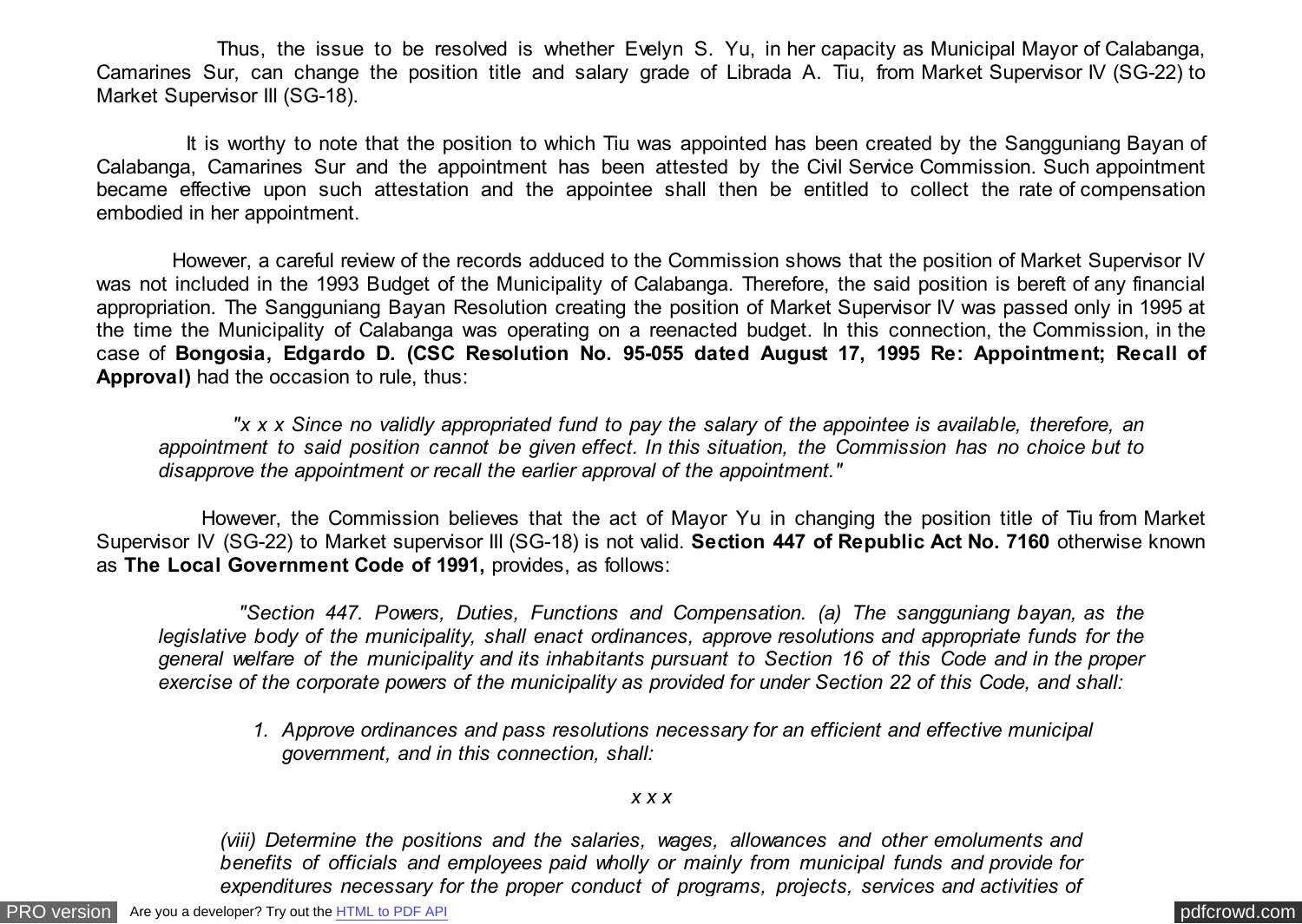Thus, the issue to be resolved is whether Evelyn S. Yu, in her capacity as Municipal Mayor of Calabanga, Camarines Sur, can change the position title and salary grade of Librada A. Tiu, from Market Supervisor IV (SG-22) to Market Supervisor III (SG-18).

It is worthy to note that the position to which Tiu was appointed has been created by the Sangguniang Bayan of Calabanga, Camarines Sur and the appointment has been attested by the Civil Service Commission. Such appointment became effective upon such attestation and the appointee shall then be entitled to collect the rate of compensation embodied in her appointment.

However, a careful review of the records adduced to the Commission shows that the position of Market Supervisor IV was not included in the 1993 Budget of the Municipality of Calabanga. Therefore, the said position is bereft of any financial appropriation. The Sangguniang Bayan Resolution creating the position of Market Supervisor IV was passed only in 1995 at the time the Municipality of Calabanga was operating on a reenacted budget. In this connection, the Commission, in the case of **Bongosia, Edgardo D. (CSC Resolution No. 95-055 dated August 17, 1995 Re: Appointment; Recall of Approval)** had the occasion to rule, thus:

> *"x x x Since no validly appropriated fund to pay the salary of the appointee is available, therefore, an appointment to said position cannot be given effect. In this situation, the Commission has no choice but to disapprove the appointment or recall the earlier approval of the appointment."*

However, the Commission believes that the act of Mayor Yu in changing the position title of Tiu from Market Supervisor IV (SG-22) to Market supervisor III (SG-18) is not valid. **Section 447 of Republic Act No. 7160** otherwise known as **The Local Government Code of 1991,** provides, as follows:

> *"Section 447. Powers, Duties, Functions and Compensation. (a) The sangguniang bayan, as the legislative body of the municipality, shall enact ordinances, approve resolutions and appropriate funds for the general welfare of the municipality and its inhabitants pursuant to Section 16 of this Code and in the proper exercise of the corporate powers of the municipality as provided for under Section 22 of this Code, and shall:*
>
> 1. *Approve ordinances and pass resolutions necessary for an efficient and effective municipal government, and in this connection, shall:*
>
> *x x x*
>
> *(viii) Determine the positions and the salaries, wages, allowances and other emoluments and benefits of officials and employees paid wholly or mainly from municipal funds and provide for expenditures necessary for the proper conduct of programs, projects, services and activities of*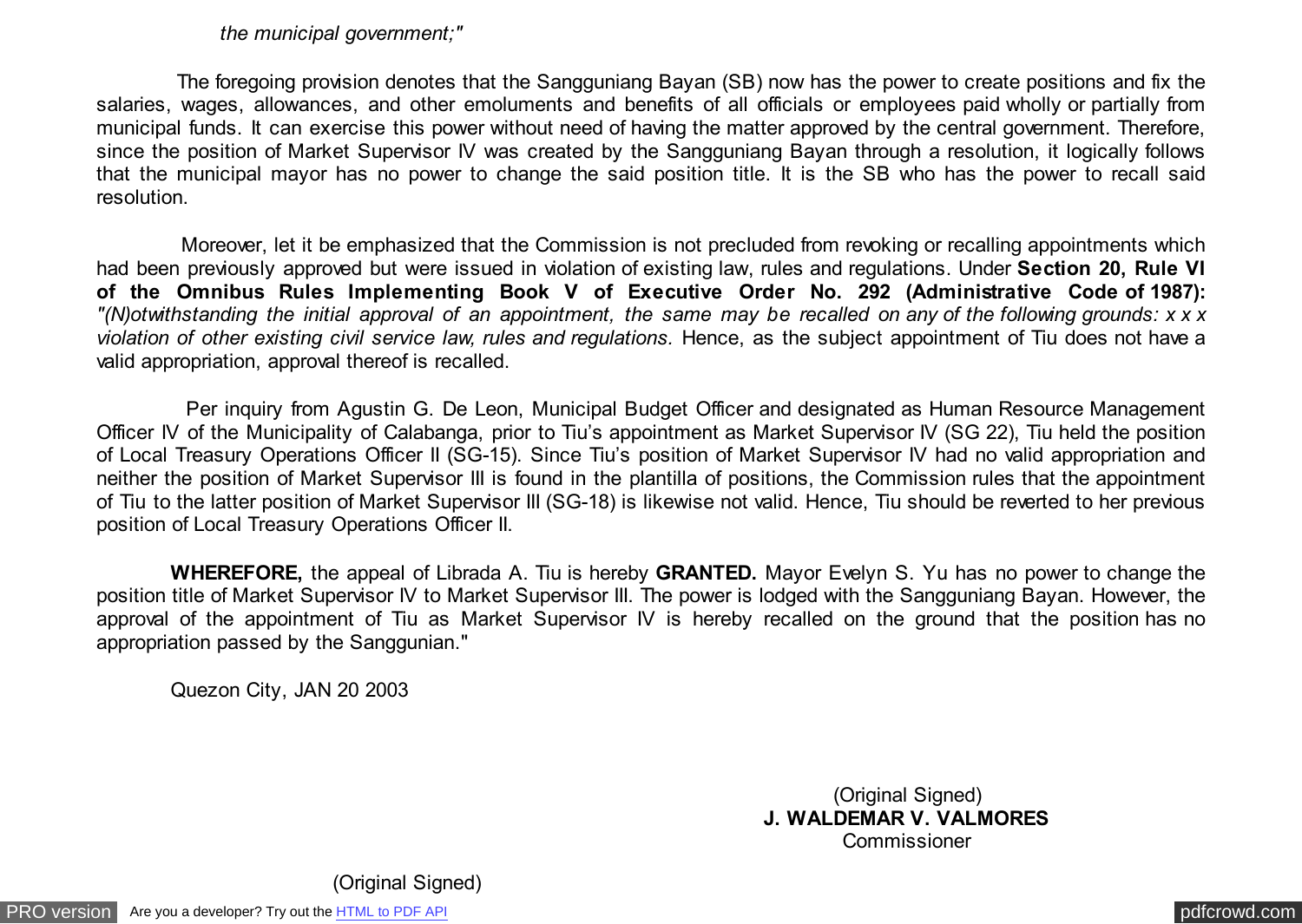*the municipal government;"*

The foregoing provision denotes that the Sangguniang Bayan (SB) now has the power to create positions and fix the salaries, wages, allowances, and other emoluments and benefits of all officials or employees paid wholly or partially from municipal funds. It can exercise this power without need of having the matter approved by the central government. Therefore, since the position of Market Supervisor IV was created by the Sangguniang Bayan through a resolution, it logically follows that the municipal mayor has no power to change the said position title. It is the SB who has the power to recall said resolution.

Moreover, let it be emphasized that the Commission is not precluded from revoking or recalling appointments which had been previously approved but were issued in violation of existing law, rules and regulations. Under **Section 20, Rule VI of the Omnibus Rules Implementing Book V of Executive Order No. 292 (Administrative Code of 1987):** *"(N)otwithstanding the initial approval of an appointment, the same may be recalled on any of the following grounds: x x x violation of other existing civil service law, rules and regulations.* Hence, as the subject appointment of Tiu does not have a valid appropriation, approval thereof is recalled.

Per inquiry from Agustin G. De Leon, Municipal Budget Officer and designated as Human Resource Management Officer IV of the Municipality of Calabanga, prior to Tiu's appointment as Market Supervisor IV (SG 22), Tiu held the position of Local Treasury Operations Officer II (SG-15). Since Tiu's position of Market Supervisor IV had no valid appropriation and neither the position of Market Supervisor III is found in the plantilla of positions, the Commission rules that the appointment of Tiu to the latter position of Market Supervisor III (SG-18) is likewise not valid. Hence, Tiu should be reverted to her previous position of Local Treasury Operations Officer II.

**WHEREFORE,** the appeal of Librada A. Tiu is hereby **GRANTED.** Mayor Evelyn S. Yu has no power to change the position title of Market Supervisor IV to Market Supervisor III. The power is lodged with the Sangguniang Bayan. However, the approval of the appointment of Tiu as Market Supervisor IV is hereby recalled on the ground that the position has no appropriation passed by the Sanggunian."

Quezon City, JAN 20 2003

(Original Signed)
**J. WALDEMAR V. VALMORES**
Commissioner

(Original Signed)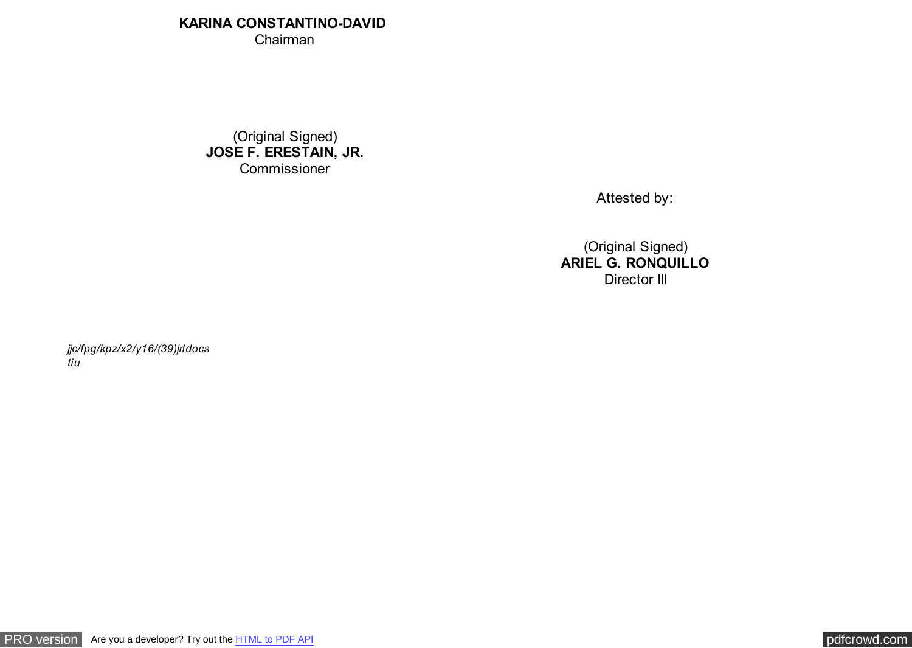**KARINA CONSTANTINO-DAVID**
Chairman

(Original Signed)
**JOSE F. ERESTAIN, JR.**
Commissioner

Attested by:

(Original Signed)
**ARIEL G. RONQUILLO**
Director III

*jjc/fpg/kpz/x2/y16/(39)jrldocs*
*tiu*